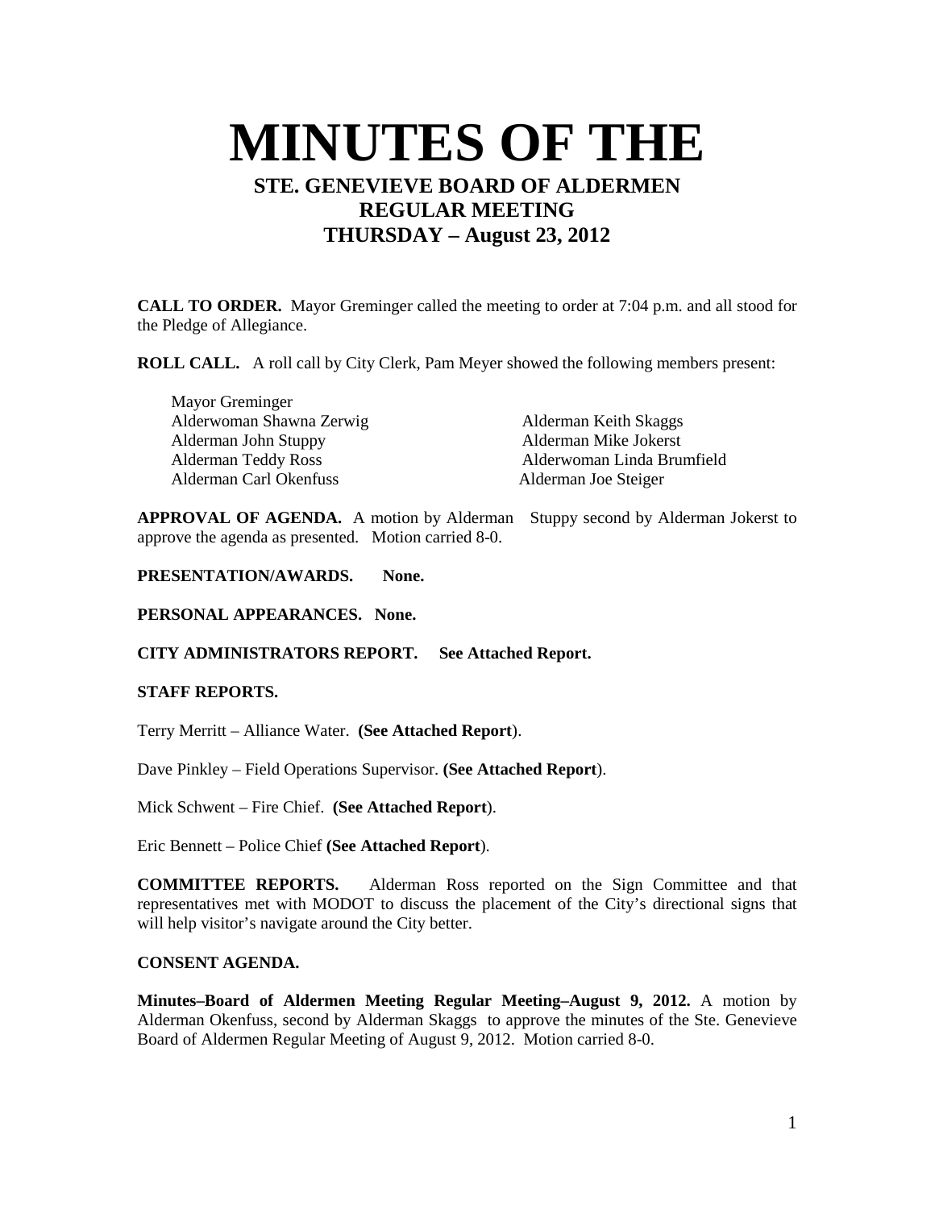# MINUTES OF THE

## STE. GENEVIEVE BOARD OF ALDERMEN
## REGULAR MEETING
## THURSDAY – August 23, 2012

**CALL TO ORDER.** Mayor Greminger called the meeting to order at 7:04 p.m. and all stood for the Pledge of Allegiance.

**ROLL CALL.** A roll call by City Clerk, Pam Meyer showed the following members present:

Mayor Greminger
Alderwoman Shawna Zerwig
Alderman Keith Skaggs
Alderman John Stuppy
Alderman Mike Jokerst
Alderman Teddy Ross
Alderwoman Linda Brumfield
Alderman Carl Okenfuss
Alderman Joe Steiger

**APPROVAL OF AGENDA.** A motion by Alderman Stuppy second by Alderman Jokerst to approve the agenda as presented. Motion carried 8-0.

**PRESENTATION/AWARDS. None.**

**PERSONAL APPEARANCES. None.**

**CITY ADMINISTRATORS REPORT. See Attached Report.**

**STAFF REPORTS.**

Terry Merritt – Alliance Water. **(See Attached Report**).

Dave Pinkley – Field Operations Supervisor. **(See Attached Report**).

Mick Schwent – Fire Chief. **(See Attached Report**).

Eric Bennett – Police Chief **(See Attached Report**).

**COMMITTEE REPORTS.** Alderman Ross reported on the Sign Committee and that representatives met with MODOT to discuss the placement of the City's directional signs that will help visitor's navigate around the City better.

**CONSENT AGENDA.**

**Minutes–Board of Aldermen Meeting Regular Meeting–August 9, 2012.** A motion by Alderman Okenfuss, second by Alderman Skaggs to approve the minutes of the Ste. Genevieve Board of Aldermen Regular Meeting of August 9, 2012. Motion carried 8-0.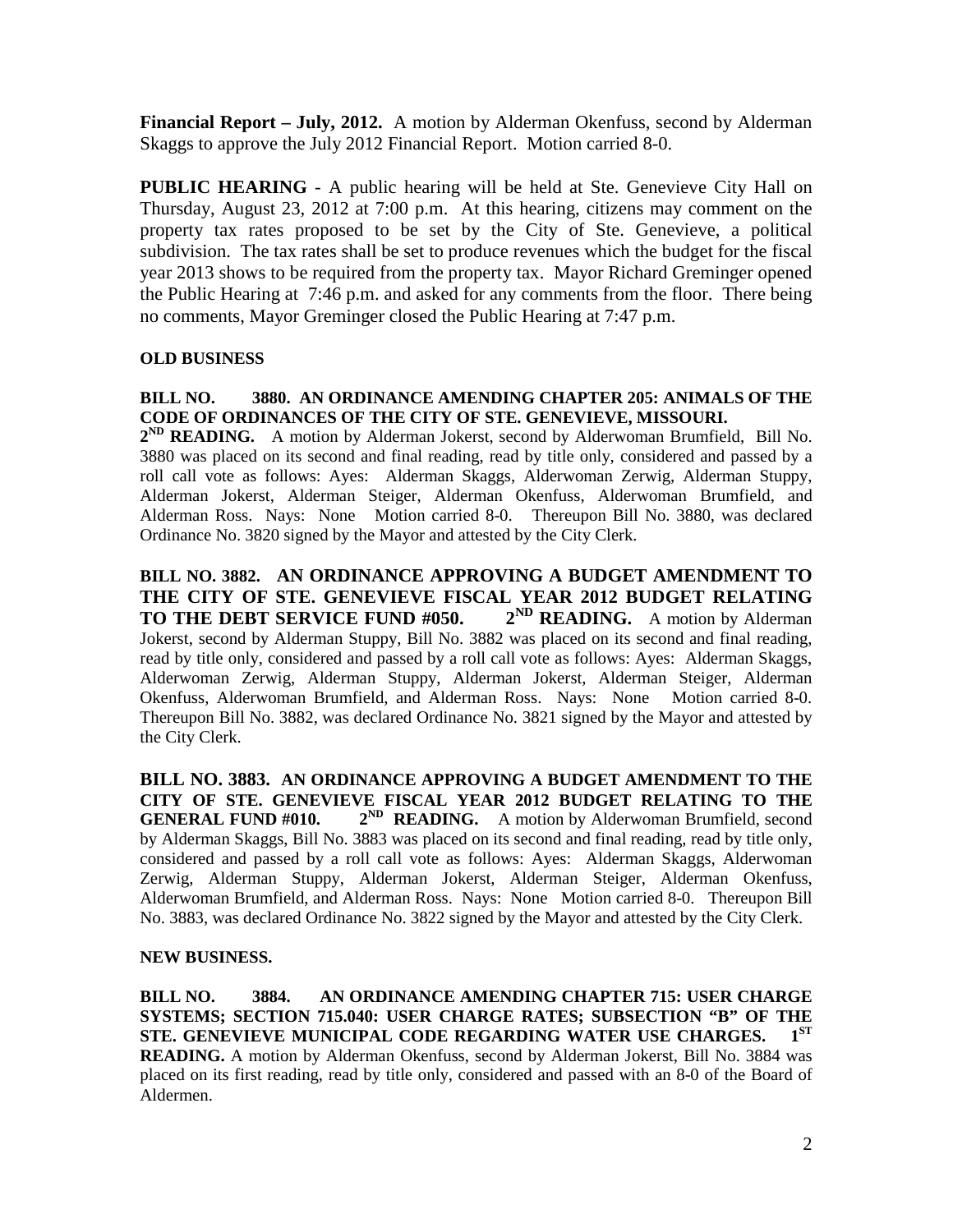**Financial Report – July, 2012.** A motion by Alderman Okenfuss, second by Alderman Skaggs to approve the July 2012 Financial Report. Motion carried 8-0.

**PUBLIC HEARING** - A public hearing will be held at Ste. Genevieve City Hall on Thursday, August 23, 2012 at 7:00 p.m. At this hearing, citizens may comment on the property tax rates proposed to be set by the City of Ste. Genevieve, a political subdivision. The tax rates shall be set to produce revenues which the budget for the fiscal year 2013 shows to be required from the property tax. Mayor Richard Greminger opened the Public Hearing at 7:46 p.m. and asked for any comments from the floor. There being no comments, Mayor Greminger closed the Public Hearing at 7:47 p.m.

**OLD BUSINESS**

**BILL NO. 3880. AN ORDINANCE AMENDING CHAPTER 205: ANIMALS OF THE CODE OF ORDINANCES OF THE CITY OF STE. GENEVIEVE, MISSOURI.**
**2ND READING.** A motion by Alderman Jokerst, second by Alderwoman Brumfield, Bill No. 3880 was placed on its second and final reading, read by title only, considered and passed by a roll call vote as follows: Ayes: Alderman Skaggs, Alderwoman Zerwig, Alderman Stuppy, Alderman Jokerst, Alderman Steiger, Alderman Okenfuss, Alderwoman Brumfield, and Alderman Ross. Nays: None Motion carried 8-0. Thereupon Bill No. 3880, was declared Ordinance No. 3820 signed by the Mayor and attested by the City Clerk.

**BILL NO. 3882. AN ORDINANCE APPROVING A BUDGET AMENDMENT TO THE CITY OF STE. GENEVIEVE FISCAL YEAR 2012 BUDGET RELATING TO THE DEBT SERVICE FUND #050. 2ND READING.** A motion by Alderman Jokerst, second by Alderman Stuppy, Bill No. 3882 was placed on its second and final reading, read by title only, considered and passed by a roll call vote as follows: Ayes: Alderman Skaggs, Alderwoman Zerwig, Alderman Stuppy, Alderman Jokerst, Alderman Steiger, Alderman Okenfuss, Alderwoman Brumfield, and Alderman Ross. Nays: None Motion carried 8-0. Thereupon Bill No. 3882, was declared Ordinance No. 3821 signed by the Mayor and attested by the City Clerk.

**BILL NO. 3883. AN ORDINANCE APPROVING A BUDGET AMENDMENT TO THE CITY OF STE. GENEVIEVE FISCAL YEAR 2012 BUDGET RELATING TO THE GENERAL FUND #010. 2ND READING.** A motion by Alderwoman Brumfield, second by Alderman Skaggs, Bill No. 3883 was placed on its second and final reading, read by title only, considered and passed by a roll call vote as follows: Ayes: Alderman Skaggs, Alderwoman Zerwig, Alderman Stuppy, Alderman Jokerst, Alderman Steiger, Alderman Okenfuss, Alderwoman Brumfield, and Alderman Ross. Nays: None Motion carried 8-0. Thereupon Bill No. 3883, was declared Ordinance No. 3822 signed by the Mayor and attested by the City Clerk.

**NEW BUSINESS.**

**BILL NO. 3884. AN ORDINANCE AMENDING CHAPTER 715: USER CHARGE SYSTEMS; SECTION 715.040: USER CHARGE RATES; SUBSECTION "B" OF THE STE. GENEVIEVE MUNICIPAL CODE REGARDING WATER USE CHARGES. 1ST READING.** A motion by Alderman Okenfuss, second by Alderman Jokerst, Bill No. 3884 was placed on its first reading, read by title only, considered and passed with an 8-0 of the Board of Aldermen.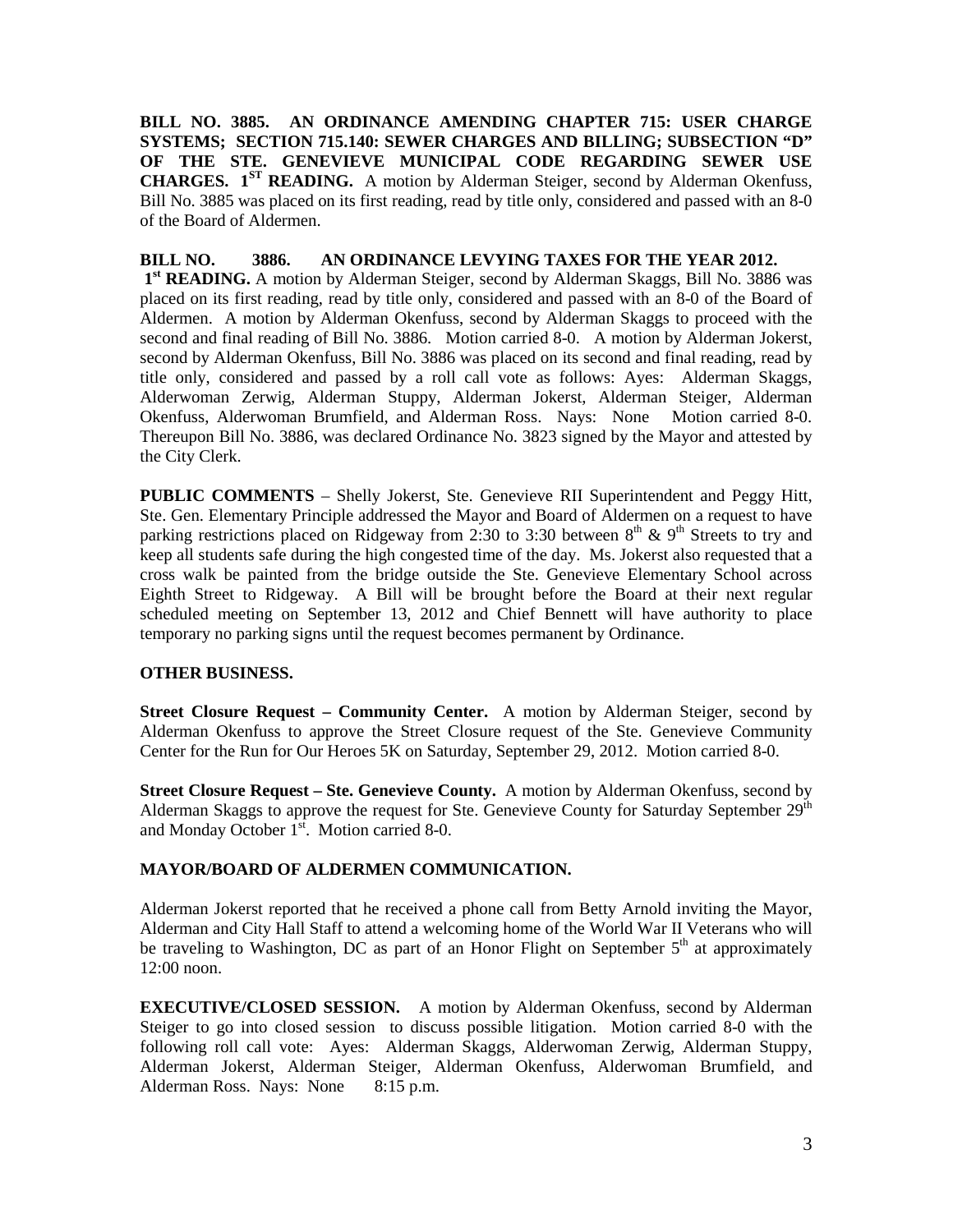**BILL NO. 3885. AN ORDINANCE AMENDING CHAPTER 715: USER CHARGE SYSTEMS; SECTION 715.140: SEWER CHARGES AND BILLING; SUBSECTION "D" OF THE STE. GENEVIEVE MUNICIPAL CODE REGARDING SEWER USE CHARGES. 1ST READING.** A motion by Alderman Steiger, second by Alderman Okenfuss, Bill No. 3885 was placed on its first reading, read by title only, considered and passed with an 8-0 of the Board of Aldermen.

**BILL NO. 3886. AN ORDINANCE LEVYING TAXES FOR THE YEAR 2012. 1st READING.** A motion by Alderman Steiger, second by Alderman Skaggs, Bill No. 3886 was placed on its first reading, read by title only, considered and passed with an 8-0 of the Board of Aldermen. A motion by Alderman Okenfuss, second by Alderman Skaggs to proceed with the second and final reading of Bill No. 3886. Motion carried 8-0. A motion by Alderman Jokerst, second by Alderman Okenfuss, Bill No. 3886 was placed on its second and final reading, read by title only, considered and passed by a roll call vote as follows: Ayes: Alderman Skaggs, Alderwoman Zerwig, Alderman Stuppy, Alderman Jokerst, Alderman Steiger, Alderman Okenfuss, Alderwoman Brumfield, and Alderman Ross. Nays: None Motion carried 8-0. Thereupon Bill No. 3886, was declared Ordinance No. 3823 signed by the Mayor and attested by the City Clerk.

**PUBLIC COMMENTS** – Shelly Jokerst, Ste. Genevieve RII Superintendent and Peggy Hitt, Ste. Gen. Elementary Principle addressed the Mayor and Board of Aldermen on a request to have parking restrictions placed on Ridgeway from 2:30 to 3:30 between 8th & 9th Streets to try and keep all students safe during the high congested time of the day. Ms. Jokerst also requested that a cross walk be painted from the bridge outside the Ste. Genevieve Elementary School across Eighth Street to Ridgeway. A Bill will be brought before the Board at their next regular scheduled meeting on September 13, 2012 and Chief Bennett will have authority to place temporary no parking signs until the request becomes permanent by Ordinance.

## OTHER BUSINESS.

**Street Closure Request – Community Center.** A motion by Alderman Steiger, second by Alderman Okenfuss to approve the Street Closure request of the Ste. Genevieve Community Center for the Run for Our Heroes 5K on Saturday, September 29, 2012. Motion carried 8-0.

**Street Closure Request – Ste. Genevieve County.** A motion by Alderman Okenfuss, second by Alderman Skaggs to approve the request for Ste. Genevieve County for Saturday September 29th and Monday October 1st. Motion carried 8-0.

## MAYOR/BOARD OF ALDERMEN COMMUNICATION.

Alderman Jokerst reported that he received a phone call from Betty Arnold inviting the Mayor, Alderman and City Hall Staff to attend a welcoming home of the World War II Veterans who will be traveling to Washington, DC as part of an Honor Flight on September 5th at approximately 12:00 noon.

**EXECUTIVE/CLOSED SESSION.** A motion by Alderman Okenfuss, second by Alderman Steiger to go into closed session to discuss possible litigation. Motion carried 8-0 with the following roll call vote: Ayes: Alderman Skaggs, Alderwoman Zerwig, Alderman Stuppy, Alderman Jokerst, Alderman Steiger, Alderman Okenfuss, Alderwoman Brumfield, and Alderman Ross. Nays: None 8:15 p.m.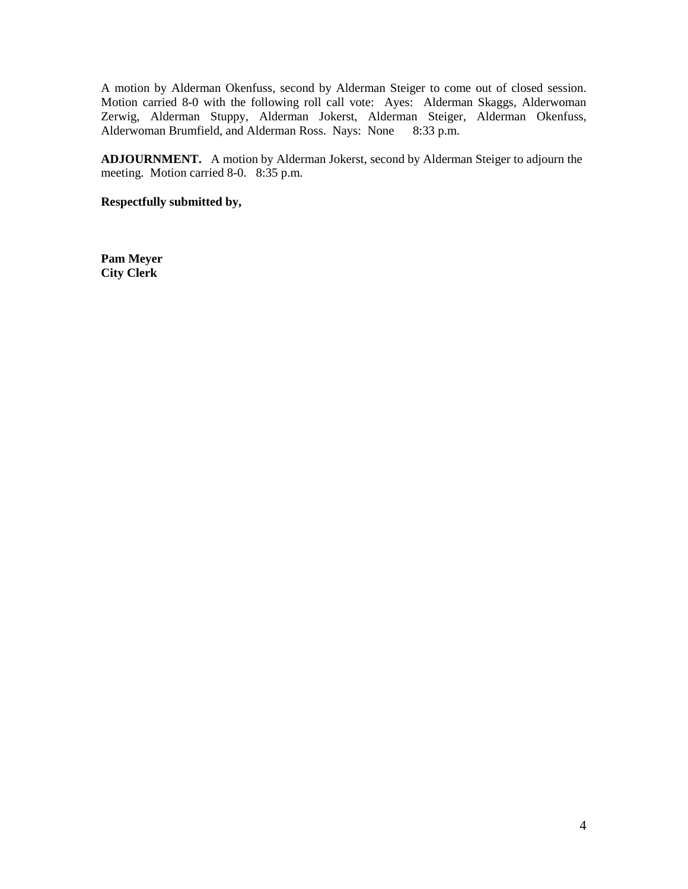A motion by Alderman Okenfuss, second by Alderman Steiger to come out of closed session. Motion carried 8-0 with the following roll call vote: Ayes: Alderman Skaggs, Alderwoman Zerwig, Alderman Stuppy, Alderman Jokerst, Alderman Steiger, Alderman Okenfuss, Alderwoman Brumfield, and Alderman Ross. Nays: None 8:33 p.m.

**ADJOURNMENT.** A motion by Alderman Jokerst, second by Alderman Steiger to adjourn the meeting. Motion carried 8-0. 8:35 p.m.

**Respectfully submitted by,**

**Pam Meyer**
**City Clerk**